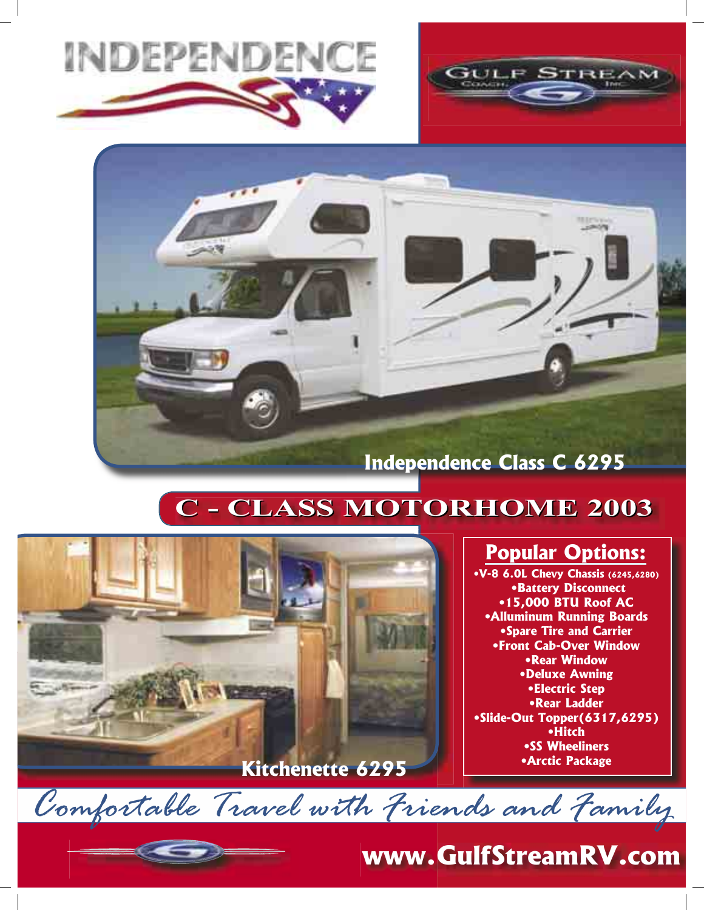# INDEPENDENCE

GULF STREAM COACH, INC.

Independence Class C 6295

## C - CLASS MOTORHOME 2003

Kitchenette 6295

### Popular Options:

- V-8 6.0L Chevy Chassis (6245,6280)
- Battery Disconnect
- 15,000 BTU Roof AC
- Alluminum Running Boards
- Spare Tire and Carrier
- Front Cab-Over Window
- Rear Window
- Deluxe Awning
- Electric Step
- Rear Ladder
- Slide-Out Topper(6317,6295)
- Hitch
- SS Wheeliners
- Arctic Package

*Comfortable Travel with Friends and Family*

**www.GulfStreamRV.com**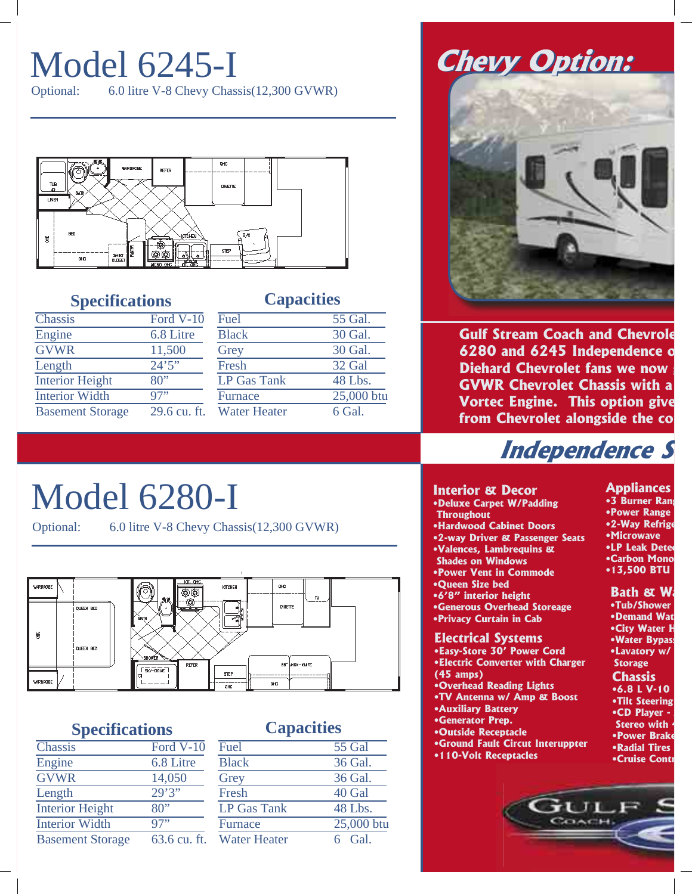# Model 6245-I

Optional: 6.0 litre V-8 Chevy Chassis(12,300 GVWR)

| Specifications | | Capacities | |
|---|---|---|---|
| Chassis | Ford V-10 | Fuel | 55 Gal. |
| Engine | 6.8 Litre | Black | 30 Gal. |
| GVWR | 11,500 | Grey | 30 Gal. |
| Length | 24'5" | Fresh | 32 Gal |
| Interior Height | 80" | LP Gas Tank | 48 Lbs. |
| Interior Width | 97" | Furnace | 25,000 btu |
| Basement Storage | 29.6 cu. ft. | Water Heater | 6 Gal. |

# Model 6280-I

Optional: 6.0 litre V-8 Chevy Chassis(12,300 GVWR)

| Specifications | | Capacities | |
|---|---|---|---|
| Chassis | Ford V-10 | Fuel | 55 Gal |
| Engine | 6.8 Litre | Black | 36 Gal. |
| GVWR | 14,050 | Grey | 36 Gal. |
| Length | 29'3" | Fresh | 40 Gal |
| Interior Height | 80" | LP Gas Tank | 48 Lbs. |
| Interior Width | 97" | Furnace | 25,000 btu |
| Basement Storage | 63.6 cu. ft. | Water Heater | 6 Gal. |

## Chevy Option:

**Gulf Stream Coach and Chevrole 6280 and 6245 Independence o Diehard Chevrolet fans we now GVWR Chevrolet Chassis with a Vortec Engine. This option give from Chevrolet alongside the co**

## Independence S

### Interior & Decor
- Deluxe Carpet W/Padding Throughout
- Hardwood Cabinet Doors
- 2-way Driver & Passenger Seats
- Valences, Lambrequins & Shades on Windows
- Power Vent in Commode
- Queen Size bed
- 6'8" interior height
- Generous Overhead Storeage
- Privacy Curtain in Cab

### Electrical Systems
- Easy-Store 30' Power Cord
- Electric Converter with Charger (45 amps)
- Overhead Reading Lights
- TV Antenna w/ Amp & Boost
- Auxiliary Battery
- Generator Prep.
- Outside Receptacle
- Ground Fault Circut Interuppter
- 110-Volt Receptacles

### Appliances
- 3 Burner Ran
- Power Range
- 2-Way Refrig
- Microwave
- LP Leak Dete
- Carbon Mono
- 13,500 BTU

### Bath & W
- Tub/Shower
- Demand Wat
- City Water H
- Water Bypas
- Lavatory w/ Storage

### Chassis
- 6.8 L V-10
- Tilt Steering
- CD Player - Stereo with
- Power Brake
- Radial Tires
- Cruise Contr

GULF S COACH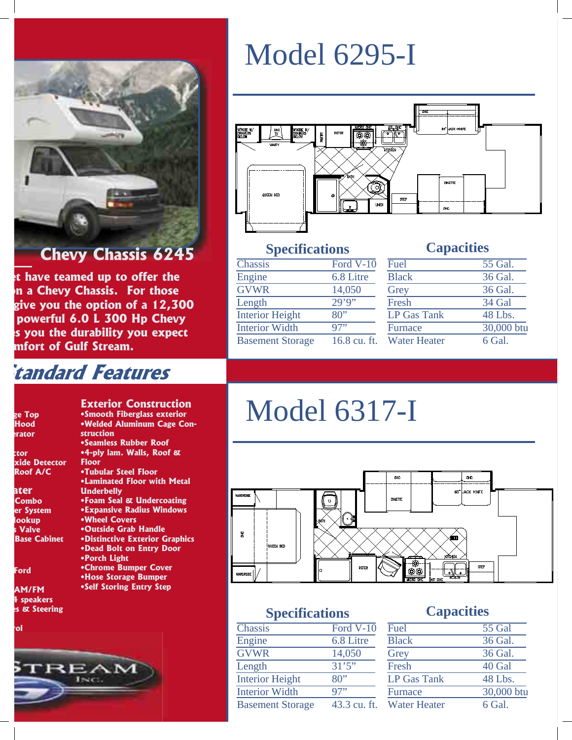## Chevy Chassis 6245

...t have teamed up to offer the ...n a Chevy Chassis. For those ...give you the option of a 12,300 ...powerful 6.0 L 300 Hp Chevy ...s you the durability you expect ...mfort of Gulf Stream.

## ...tandard Features

...ge Top
...Hood
...erator

...tor
...xide Detector
...Roof A/C

...ater
...Combo
...er System
...lookup
...s Valve
...Base Cabinet

...Ford

...AM/FM
...4 speakers
...s & Steering

...ol

### Exterior Construction

- Smooth Fiberglass exterior
- Welded Aluminum Cage Construction
- Seamless Rubber Roof
- 4-ply lam. Walls, Roof & Floor
- Tubular Steel Floor
- Laminated Floor with Metal Underbelly
- Foam Seal & Undercoating
- Expansive Radius Windows
- Wheel Covers
- Outside Grab Handle
- Distinctive Exterior Graphics
- Dead Bolt on Entry Door
- Porch Light
- Chrome Bumper Cover
- Hose Storage Bumper
- Self Storing Entry Step

...STREAM INC.

# Model 6295-I

WRDBE W/ DRAWERS BELOW | OHC TV | WRDBE W/ DRAWERS BELOW | VANITY | PANTRY | REFER | MICRO OHC | KIT OHC | OHC | 64" JACK-KNIFE | KITCHEN | BATH | QUEEN BED | LINEN | STEP | DINETTE | OHC

| Specifications | |
|---|---|
| Chassis | Ford V-10 |
| Engine | 6.8 Litre |
| GVWR | 14,050 |
| Length | 29'9" |
| Interior Height | 80" |
| Interior Width | 97" |
| Basement Storage | 16.8 cu. ft. |

| Capacities | |
|---|---|
| Fuel | 55 Gal. |
| Black | 36 Gal. |
| Grey | 36 Gal. |
| Fresh | 34 Gal |
| LP Gas Tank | 48 Lbs. |
| Furnace | 30,000 btu |
| Water Heater | 6 Gal. |

# Model 6317-I

WARDROBE | OHC | OHC | OHC | DINETTE | 60" JACK KNIFE | BATH | QUEEN BED | KITCHEN | WARDROBE | REFER | STEP | MICRO OHC | KIT OHC

| Specifications | |
|---|---|
| Chassis | Ford V-10 |
| Engine | 6.8 Litre |
| GVWR | 14,050 |
| Length | 31'5" |
| Interior Height | 80" |
| Interior Width | 97" |
| Basement Storage | 43.3 cu. ft. |

| Capacities | |
|---|---|
| Fuel | 55 Gal |
| Black | 36 Gal. |
| Grey | 36 Gal. |
| Fresh | 40 Gal |
| LP Gas Tank | 48 Lbs. |
| Furnace | 30,000 btu |
| Water Heater | 6 Gal. |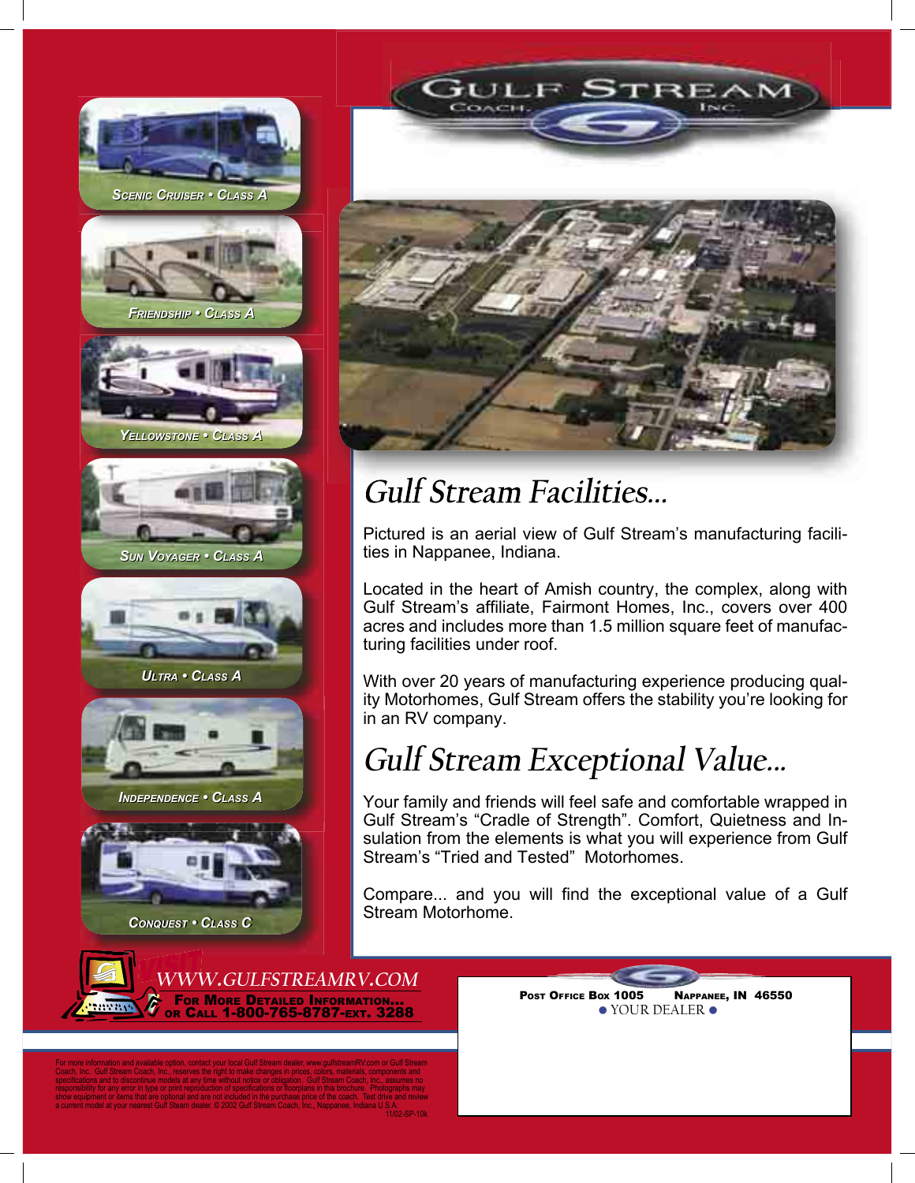GULF STREAM COACH, INC.

SCENIC CRUISER • CLASS A

FRIENDSHIP • CLASS A

YELLOWSTONE • CLASS A

SUN VOYAGER • CLASS A

ULTRA • CLASS A

INDEPENDENCE • CLASS A

CONQUEST • CLASS C

# *Gulf Stream Facilities...*

Pictured is an aerial view of Gulf Stream's manufacturing facilities in Nappanee, Indiana.

Located in the heart of Amish country, the complex, along with Gulf Stream's affiliate, Fairmont Homes, Inc., covers over 400 acres and includes more than 1.5 million square feet of manufacturing facilities under roof.

With over 20 years of manufacturing experience producing quality Motorhomes, Gulf Stream offers the stability you're looking for in an RV company.

# *Gulf Stream Exceptional Value...*

Your family and friends will feel safe and comfortable wrapped in Gulf Stream's "Cradle of Strength". Comfort, Quietness and Insulation from the elements is what you will experience from Gulf Stream's "Tried and Tested" Motorhomes.

Compare... and you will find the exceptional value of a Gulf Stream Motorhome.

VISIT *WWW.GULFSTREAMRV.COM*

**FOR MORE DETAILED INFORMATION... OR CALL 1-800-765-8787-EXT. 3288**

**POST OFFICE BOX 1005 NAPPANEE, IN 46550**

● YOUR DEALER ●

For more information and available option, contact your local Gulf Stream dealer, www.gulfstreamRV.com or Gulf Stream Coach, Inc. Gulf Stream Coach, Inc., reserves the right to make changes in prices, colors, materials, components and specifications and to discontinue models at any time without notice or obligation. Gulf Stream Coach, Inc., assumes no responsibility for any error in type or print reproduction of specifications or floorplans in this brochure. Photographs may show equipment or items that are optional and are not included in the purchase price of the coach. Test drive and review a current model at your nearest Gulf Steam dealer. © 2002 Gulf Stream Coach, Inc., Nappanee, Indiana U.S.A.

11/02-SP-10k